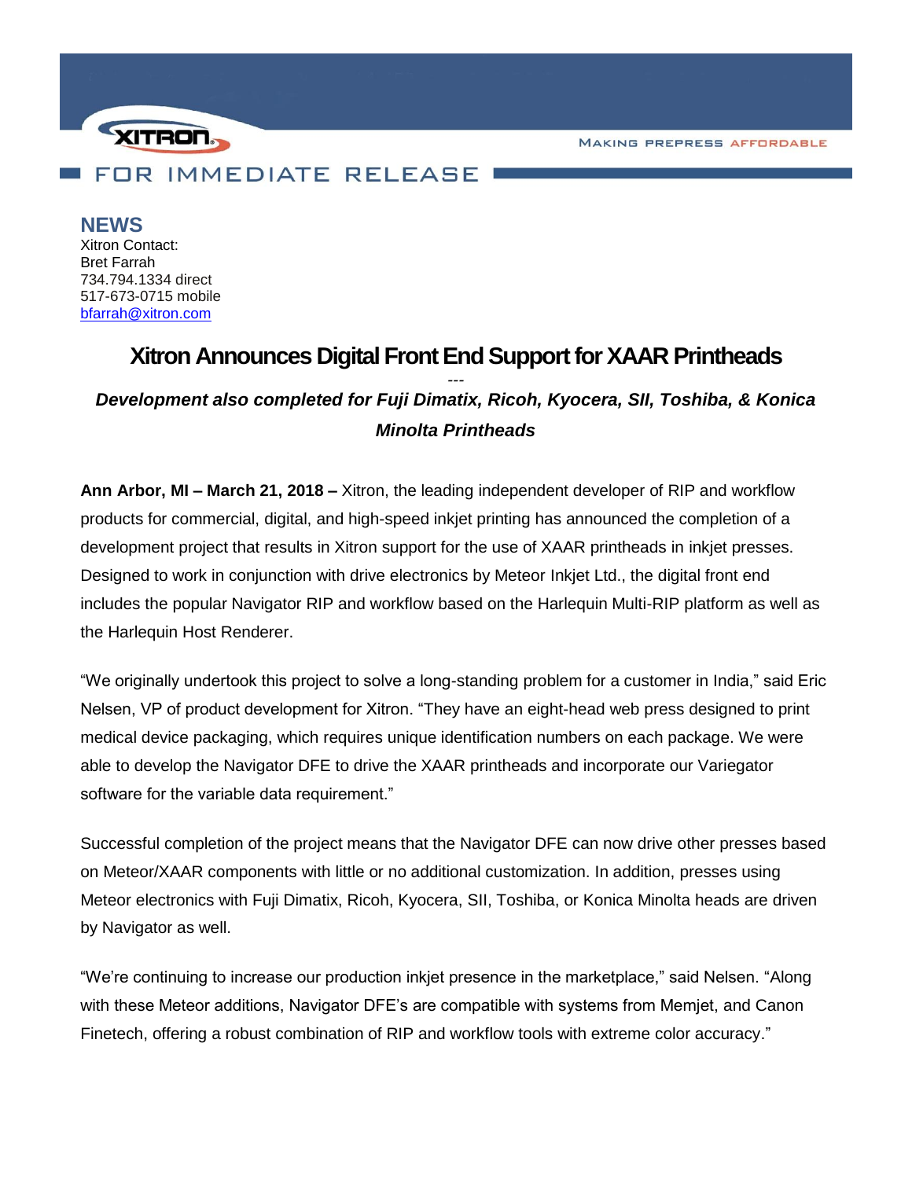XITRON

MAKING PREPRESS AFFORDABLE

FOR IMMEDIATE RELEASE

**NEWS**

Xitron Contact:
Bret Farrah
734.794.1334 direct
517-673-0715 mobile
bfarrah@xitron.com

# Xitron Announces Digital Front End Support for XAAR Printheads

---

***Development also completed for Fuji Dimatix, Ricoh, Kyocera, SII, Toshiba, & Konica Minolta Printheads***

**Ann Arbor, MI – March 21, 2018 –** Xitron, the leading independent developer of RIP and workflow products for commercial, digital, and high-speed inkjet printing has announced the completion of a development project that results in Xitron support for the use of XAAR printheads in inkjet presses. Designed to work in conjunction with drive electronics by Meteor Inkjet Ltd., the digital front end includes the popular Navigator RIP and workflow based on the Harlequin Multi-RIP platform as well as the Harlequin Host Renderer.

"We originally undertook this project to solve a long-standing problem for a customer in India," said Eric Nelsen, VP of product development for Xitron. "They have an eight-head web press designed to print medical device packaging, which requires unique identification numbers on each package. We were able to develop the Navigator DFE to drive the XAAR printheads and incorporate our Variegator software for the variable data requirement."

Successful completion of the project means that the Navigator DFE can now drive other presses based on Meteor/XAAR components with little or no additional customization. In addition, presses using Meteor electronics with Fuji Dimatix, Ricoh, Kyocera, SII, Toshiba, or Konica Minolta heads are driven by Navigator as well.

"We're continuing to increase our production inkjet presence in the marketplace," said Nelsen. "Along with these Meteor additions, Navigator DFE's are compatible with systems from Memjet, and Canon Finetech, offering a robust combination of RIP and workflow tools with extreme color accuracy."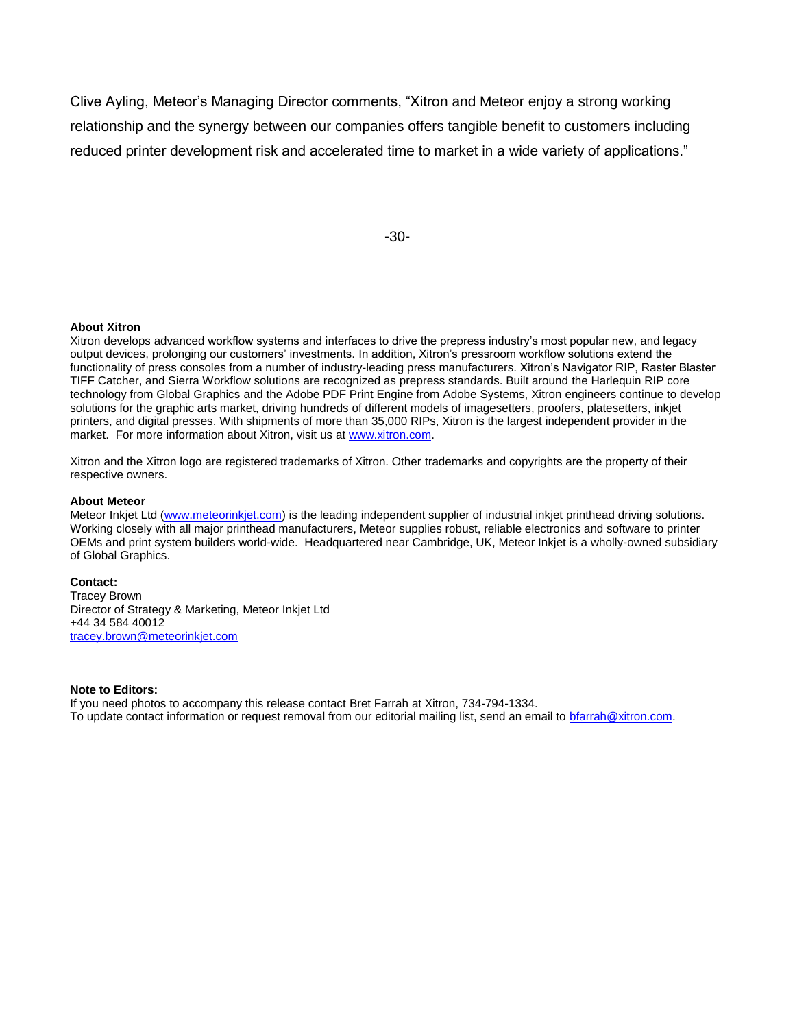Clive Ayling, Meteor's Managing Director comments, "Xitron and Meteor enjoy a strong working relationship and the synergy between our companies offers tangible benefit to customers including reduced printer development risk and accelerated time to market in a wide variety of applications."

-30-

**About Xitron**
Xitron develops advanced workflow systems and interfaces to drive the prepress industry's most popular new, and legacy output devices, prolonging our customers' investments. In addition, Xitron's pressroom workflow solutions extend the functionality of press consoles from a number of industry-leading press manufacturers. Xitron's Navigator RIP, Raster Blaster TIFF Catcher, and Sierra Workflow solutions are recognized as prepress standards. Built around the Harlequin RIP core technology from Global Graphics and the Adobe PDF Print Engine from Adobe Systems, Xitron engineers continue to develop solutions for the graphic arts market, driving hundreds of different models of imagesetters, proofers, platesetters, inkjet printers, and digital presses. With shipments of more than 35,000 RIPs, Xitron is the largest independent provider in the market. For more information about Xitron, visit us at www.xitron.com.

Xitron and the Xitron logo are registered trademarks of Xitron. Other trademarks and copyrights are the property of their respective owners.

**About Meteor**
Meteor Inkjet Ltd (www.meteorinkjet.com) is the leading independent supplier of industrial inkjet printhead driving solutions. Working closely with all major printhead manufacturers, Meteor supplies robust, reliable electronics and software to printer OEMs and print system builders world-wide. Headquartered near Cambridge, UK, Meteor Inkjet is a wholly-owned subsidiary of Global Graphics.

**Contact:**
Tracey Brown
Director of Strategy & Marketing, Meteor Inkjet Ltd
+44 34 584 40012
tracey.brown@meteorinkjet.com

**Note to Editors:**
If you need photos to accompany this release contact Bret Farrah at Xitron, 734-794-1334.
To update contact information or request removal from our editorial mailing list, send an email to bfarrah@xitron.com.